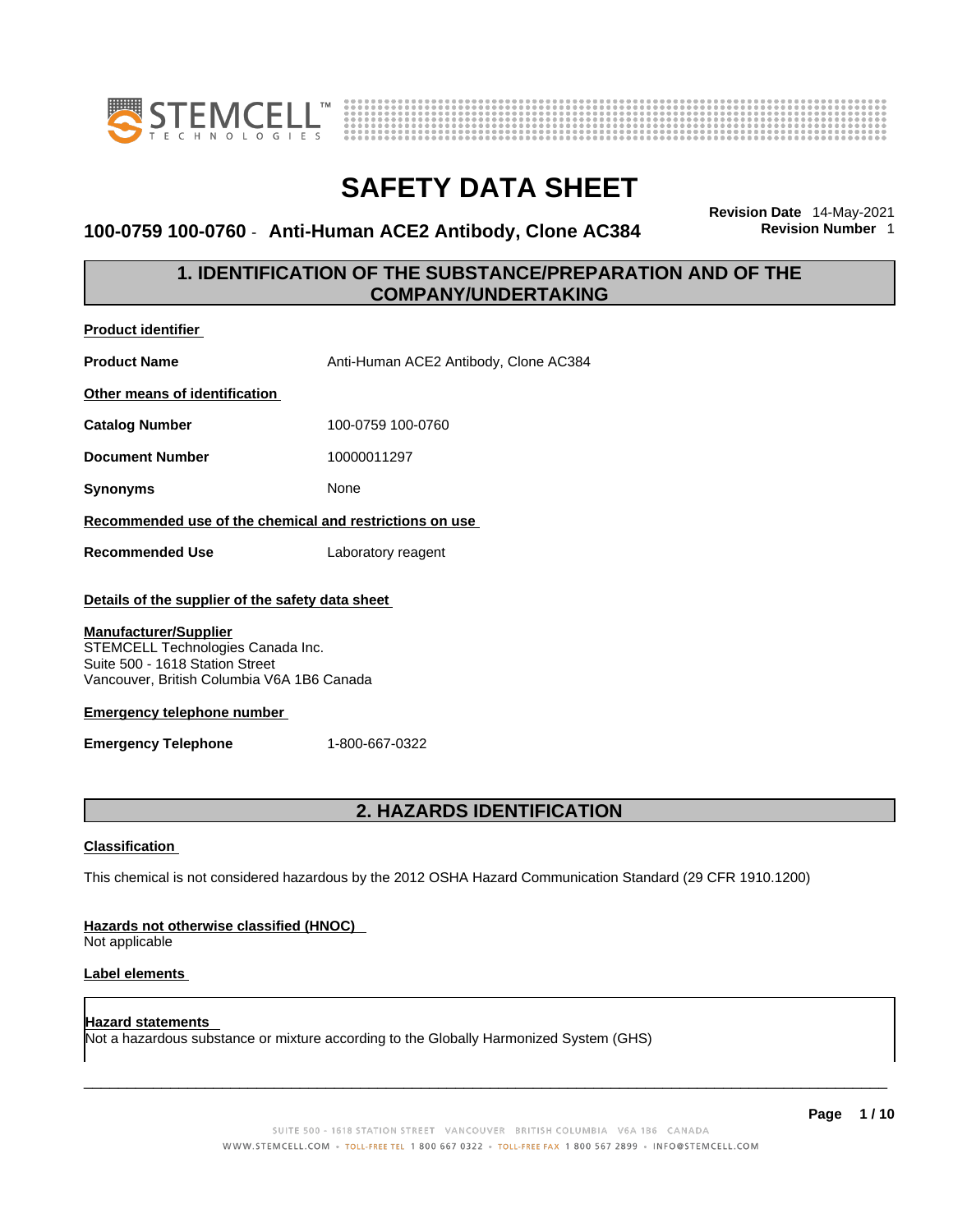# SAFETY DATA SHEET

**100-0759 100-0760 - Anti-Human ACE2 Antibody, Clone AC384**

**Revision Date** 14-May-2021
**Revision Number** 1

## 1. IDENTIFICATION OF THE SUBSTANCE/PREPARATION AND OF THE COMPANY/UNDERTAKING

**Product identifier**

**Product Name** Anti-Human ACE2 Antibody, Clone AC384

**Other means of identification**

**Catalog Number** 100-0759 100-0760

**Document Number** 10000011297

**Synonyms** None

**Recommended use of the chemical and restrictions on use**

**Recommended Use** Laboratory reagent

**Details of the supplier of the safety data sheet**

**Manufacturer/Supplier**
STEMCELL Technologies Canada Inc.
Suite 500 - 1618 Station Street
Vancouver, British Columbia V6A 1B6 Canada

**Emergency telephone number**

**Emergency Telephone** 1-800-667-0322

## 2. HAZARDS IDENTIFICATION

**Classification**

This chemical is not considered hazardous by the 2012 OSHA Hazard Communication Standard (29 CFR 1910.1200)

**Hazards not otherwise classified (HNOC)**
Not applicable

**Label elements**

**Hazard statements**
Not a hazardous substance or mixture according to the Globally Harmonized System (GHS)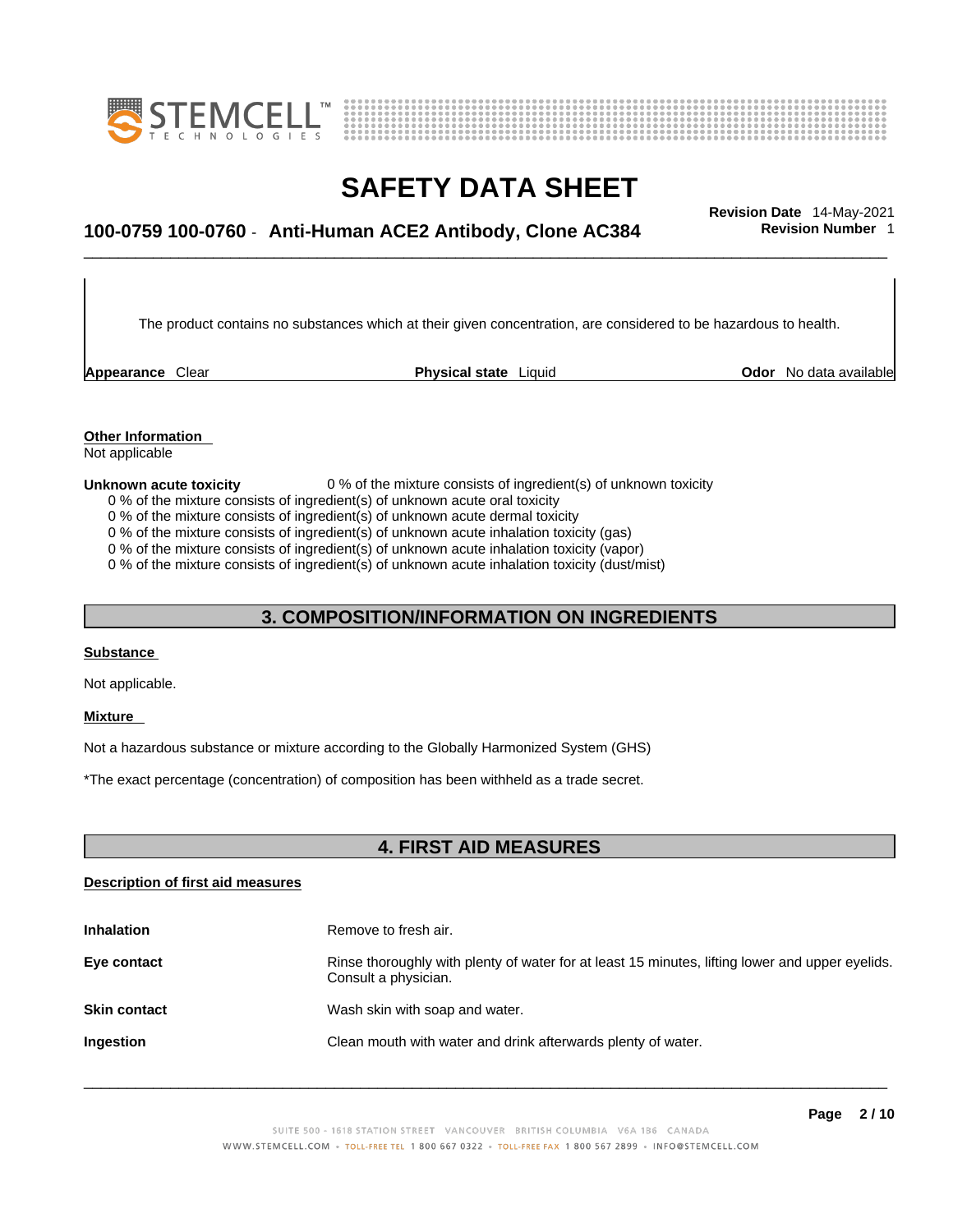The product contains no substances which at their given concentration, are considered to be hazardous to health.

**Appearance** Clear **Physical state** Liquid **Odor** No data available

**Other Information**

Not applicable

**Unknown acute toxicity** 0 % of the mixture consists of ingredient(s) of unknown toxicity

0 % of the mixture consists of ingredient(s) of unknown acute oral toxicity

0 % of the mixture consists of ingredient(s) of unknown acute dermal toxicity

0 % of the mixture consists of ingredient(s) of unknown acute inhalation toxicity (gas)

0 % of the mixture consists of ingredient(s) of unknown acute inhalation toxicity (vapor)

0 % of the mixture consists of ingredient(s) of unknown acute inhalation toxicity (dust/mist)

## 3. COMPOSITION/INFORMATION ON INGREDIENTS

**Substance**

Not applicable.

**Mixture**

Not a hazardous substance or mixture according to the Globally Harmonized System (GHS)

*The exact percentage (concentration) of composition has been withheld as a trade secret.

## 4. FIRST AID MEASURES

**Description of first aid measures**

**Inhalation** Remove to fresh air.

**Eye contact** Rinse thoroughly with plenty of water for at least 15 minutes, lifting lower and upper eyelids. Consult a physician.

**Skin contact** Wash skin with soap and water.

**Ingestion** Clean mouth with water and drink afterwards plenty of water.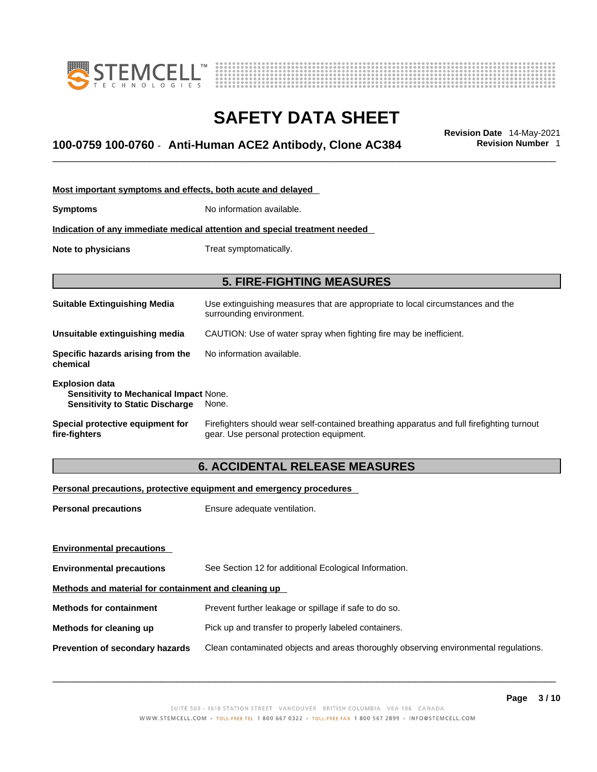**Most important symptoms and effects, both acute and delayed**

**Symptoms** No information available.

**Indication of any immediate medical attention and special treatment needed**

**Note to physicians** Treat symptomatically.

## 5. FIRE-FIGHTING MEASURES

**Suitable Extinguishing Media** Use extinguishing measures that are appropriate to local circumstances and the surrounding environment.

**Unsuitable extinguishing media** CAUTION: Use of water spray when fighting fire may be inefficient.

**Specific hazards arising from the chemical** No information available.

**Explosion data**
**Sensitivity to Mechanical Impact** None.
**Sensitivity to Static Discharge** None.

**Special protective equipment for fire-fighters** Firefighters should wear self-contained breathing apparatus and full firefighting turnout gear. Use personal protection equipment.

## 6. ACCIDENTAL RELEASE MEASURES

**Personal precautions, protective equipment and emergency procedures**

**Personal precautions** Ensure adequate ventilation.

**Environmental precautions**

**Environmental precautions** See Section 12 for additional Ecological Information.

**Methods and material for containment and cleaning up**

**Methods for containment** Prevent further leakage or spillage if safe to do so.

**Methods for cleaning up** Pick up and transfer to properly labeled containers.

**Prevention of secondary hazards** Clean contaminated objects and areas thoroughly observing environmental regulations.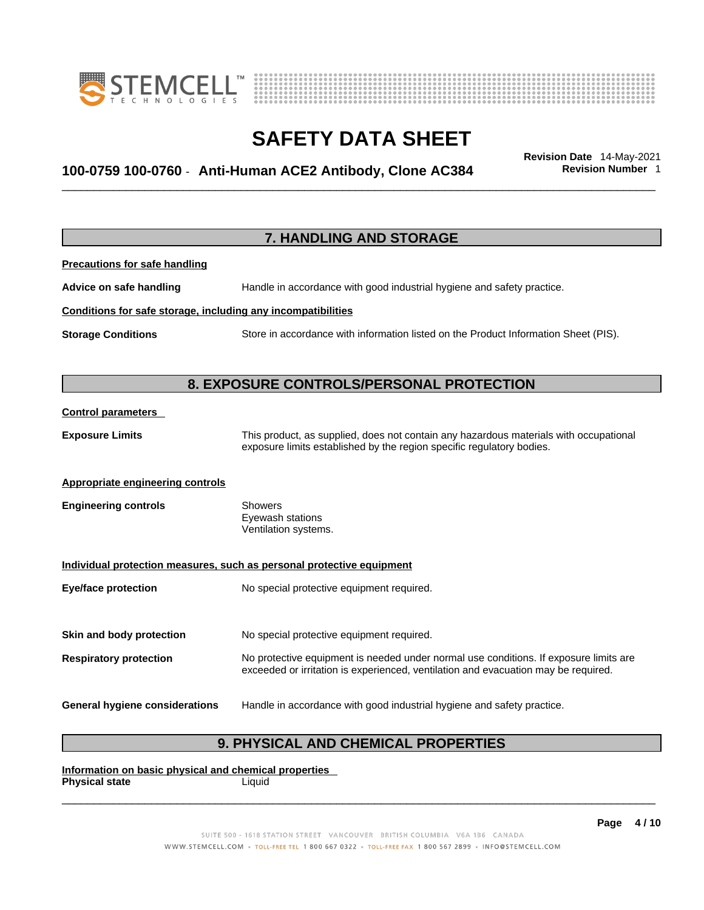## 7. HANDLING AND STORAGE

**Precautions for safe handling**

**Advice on safe handling** Handle in accordance with good industrial hygiene and safety practice.

**Conditions for safe storage, including any incompatibilities**

**Storage Conditions** Store in accordance with information listed on the Product Information Sheet (PIS).

## 8. EXPOSURE CONTROLS/PERSONAL PROTECTION

**Control parameters**

**Exposure Limits** This product, as supplied, does not contain any hazardous materials with occupational exposure limits established by the region specific regulatory bodies.

**Appropriate engineering controls**

**Engineering controls** Showers
Eyewash stations
Ventilation systems.

**Individual protection measures, such as personal protective equipment**

**Eye/face protection** No special protective equipment required.

**Skin and body protection** No special protective equipment required.

**Respiratory protection** No protective equipment is needed under normal use conditions. If exposure limits are exceeded or irritation is experienced, ventilation and evacuation may be required.

**General hygiene considerations** Handle in accordance with good industrial hygiene and safety practice.

## 9. PHYSICAL AND CHEMICAL PROPERTIES

**Information on basic physical and chemical properties**

**Physical state** Liquid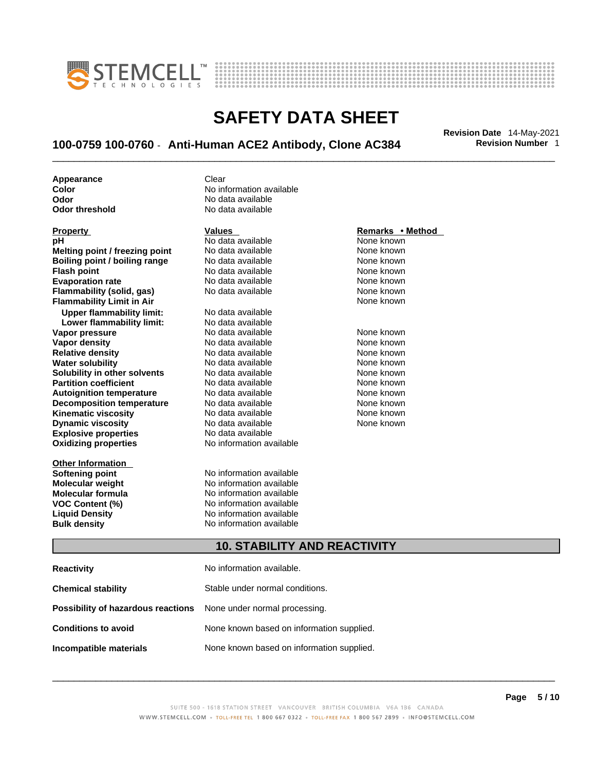| | |
|---|---|
| **Appearance** | Clear |
| **Color** | No information available |
| **Odor** | No data available |
| **Odor threshold** | No data available |

| Property | Values | Remarks • Method |
|---|---|---|
| **pH** | No data available | None known |
| **Melting point / freezing point** | No data available | None known |
| **Boiling point / boiling range** | No data available | None known |
| **Flash point** | No data available | None known |
| **Evaporation rate** | No data available | None known |
| **Flammability (solid, gas)** | No data available | None known |
| **Flammability Limit in Air** | | None known |
| **Upper flammability limit:** | No data available | |
| **Lower flammability limit:** | No data available | |
| **Vapor pressure** | No data available | None known |
| **Vapor density** | No data available | None known |
| **Relative density** | No data available | None known |
| **Water solubility** | No data available | None known |
| **Solubility in other solvents** | No data available | None known |
| **Partition coefficient** | No data available | None known |
| **Autoignition temperature** | No data available | None known |
| **Decomposition temperature** | No data available | None known |
| **Kinematic viscosity** | No data available | None known |
| **Dynamic viscosity** | No data available | None known |
| **Explosive properties** | No data available | |
| **Oxidizing properties** | No information available | |

| Other Information | |
|---|---|
| **Softening point** | No information available |
| **Molecular weight** | No information available |
| **Molecular formula** | No information available |
| **VOC Content (%)** | No information available |
| **Liquid Density** | No information available |
| **Bulk density** | No information available |

## 10. STABILITY AND REACTIVITY

| | |
|---|---|
| **Reactivity** | No information available. |
| **Chemical stability** | Stable under normal conditions. |
| **Possibility of hazardous reactions** | None under normal processing. |
| **Conditions to avoid** | None known based on information supplied. |
| **Incompatible materials** | None known based on information supplied. |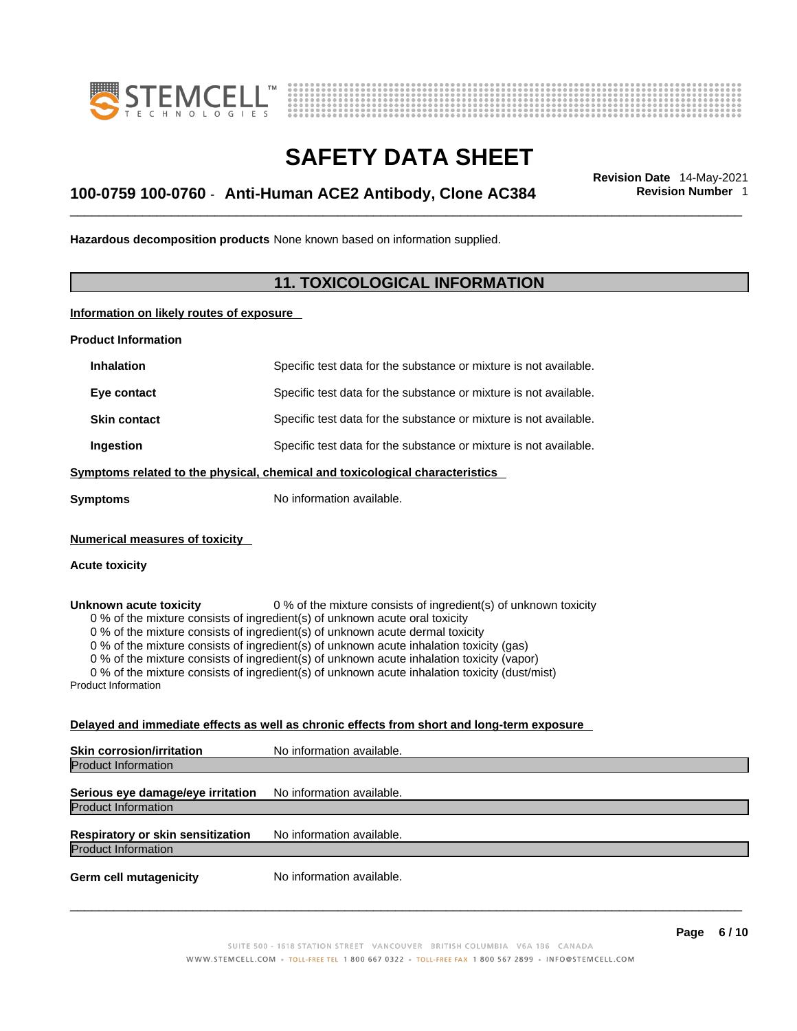**Hazardous decomposition products** None known based on information supplied.

## 11. TOXICOLOGICAL INFORMATION

**Information on likely routes of exposure**

**Product Information**

| | |
|---|---|
| **Inhalation** | Specific test data for the substance or mixture is not available. |
| **Eye contact** | Specific test data for the substance or mixture is not available. |
| **Skin contact** | Specific test data for the substance or mixture is not available. |
| **Ingestion** | Specific test data for the substance or mixture is not available. |

**Symptoms related to the physical, chemical and toxicological characteristics**

**Symptoms** No information available.

**Numerical measures of toxicity**

**Acute toxicity**

**Unknown acute toxicity** 0 % of the mixture consists of ingredient(s) of unknown toxicity

0 % of the mixture consists of ingredient(s) of unknown acute oral toxicity
0 % of the mixture consists of ingredient(s) of unknown acute dermal toxicity
0 % of the mixture consists of ingredient(s) of unknown acute inhalation toxicity (gas)
0 % of the mixture consists of ingredient(s) of unknown acute inhalation toxicity (vapor)
0 % of the mixture consists of ingredient(s) of unknown acute inhalation toxicity (dust/mist)

Product Information

**Delayed and immediate effects as well as chronic effects from short and long-term exposure**

**Skin corrosion/irritation** No information available.

Product Information

**Serious eye damage/eye irritation** No information available.

Product Information

**Respiratory or skin sensitization** No information available.

Product Information

**Germ cell mutagenicity** No information available.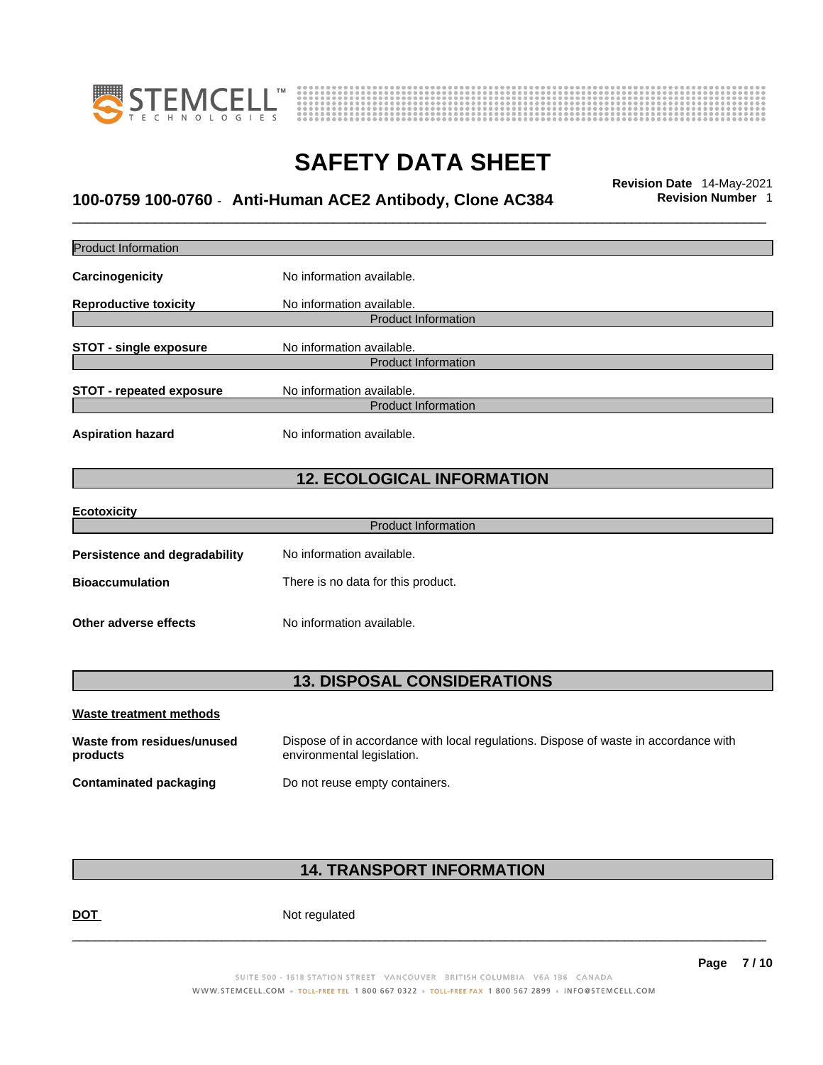Product Information

**Carcinogenicity** No information available.

**Reproductive toxicity** No information available.

Product Information

**STOT - single exposure** No information available.

Product Information

**STOT - repeated exposure** No information available.

Product Information

**Aspiration hazard** No information available.

## 12. ECOLOGICAL INFORMATION

**Ecotoxicity**

Product Information

**Persistence and degradability** No information available.

**Bioaccumulation** There is no data for this product.

**Other adverse effects** No information available.

## 13. DISPOSAL CONSIDERATIONS

**Waste treatment methods**

**Waste from residues/unused products** Dispose of in accordance with local regulations. Dispose of waste in accordance with environmental legislation.

**Contaminated packaging** Do not reuse empty containers.

## 14. TRANSPORT INFORMATION

**DOT** Not regulated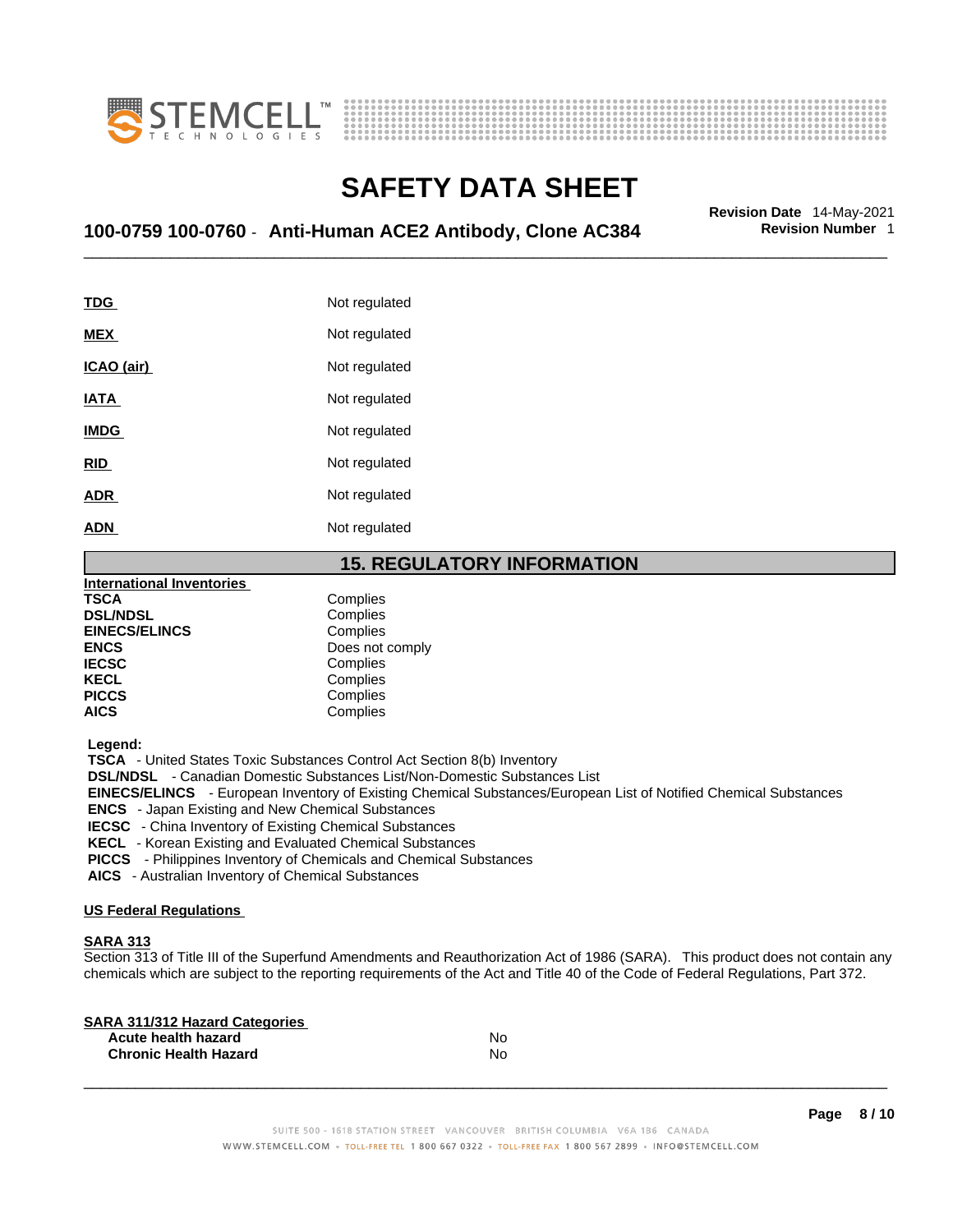| | |
|---|---|
| **TDG** | Not regulated |
| **MEX** | Not regulated |
| **ICAO (air)** | Not regulated |
| **IATA** | Not regulated |
| **IMDG** | Not regulated |
| **RID** | Not regulated |
| **ADR** | Not regulated |
| **ADN** | Not regulated |

## 15. REGULATORY INFORMATION

**International Inventories**

| | |
|---|---|
| **TSCA** | Complies |
| **DSL/NDSL** | Complies |
| **EINECS/ELINCS** | Complies |
| **ENCS** | Does not comply |
| **IECSC** | Complies |
| **KECL** | Complies |
| **PICCS** | Complies |
| **AICS** | Complies |

**Legend:**

**TSCA** - United States Toxic Substances Control Act Section 8(b) Inventory
**DSL/NDSL** - Canadian Domestic Substances List/Non-Domestic Substances List
**EINECS/ELINCS** - European Inventory of Existing Chemical Substances/European List of Notified Chemical Substances
**ENCS** - Japan Existing and New Chemical Substances
**IECSC** - China Inventory of Existing Chemical Substances
**KECL** - Korean Existing and Evaluated Chemical Substances
**PICCS** - Philippines Inventory of Chemicals and Chemical Substances
**AICS** - Australian Inventory of Chemical Substances

**US Federal Regulations**

**SARA 313**

Section 313 of Title III of the Superfund Amendments and Reauthorization Act of 1986 (SARA). This product does not contain any chemicals which are subject to the reporting requirements of the Act and Title 40 of the Code of Federal Regulations, Part 372.

**SARA 311/312 Hazard Categories**

| | |
|---|---|
| **Acute health hazard** | No |
| **Chronic Health Hazard** | No |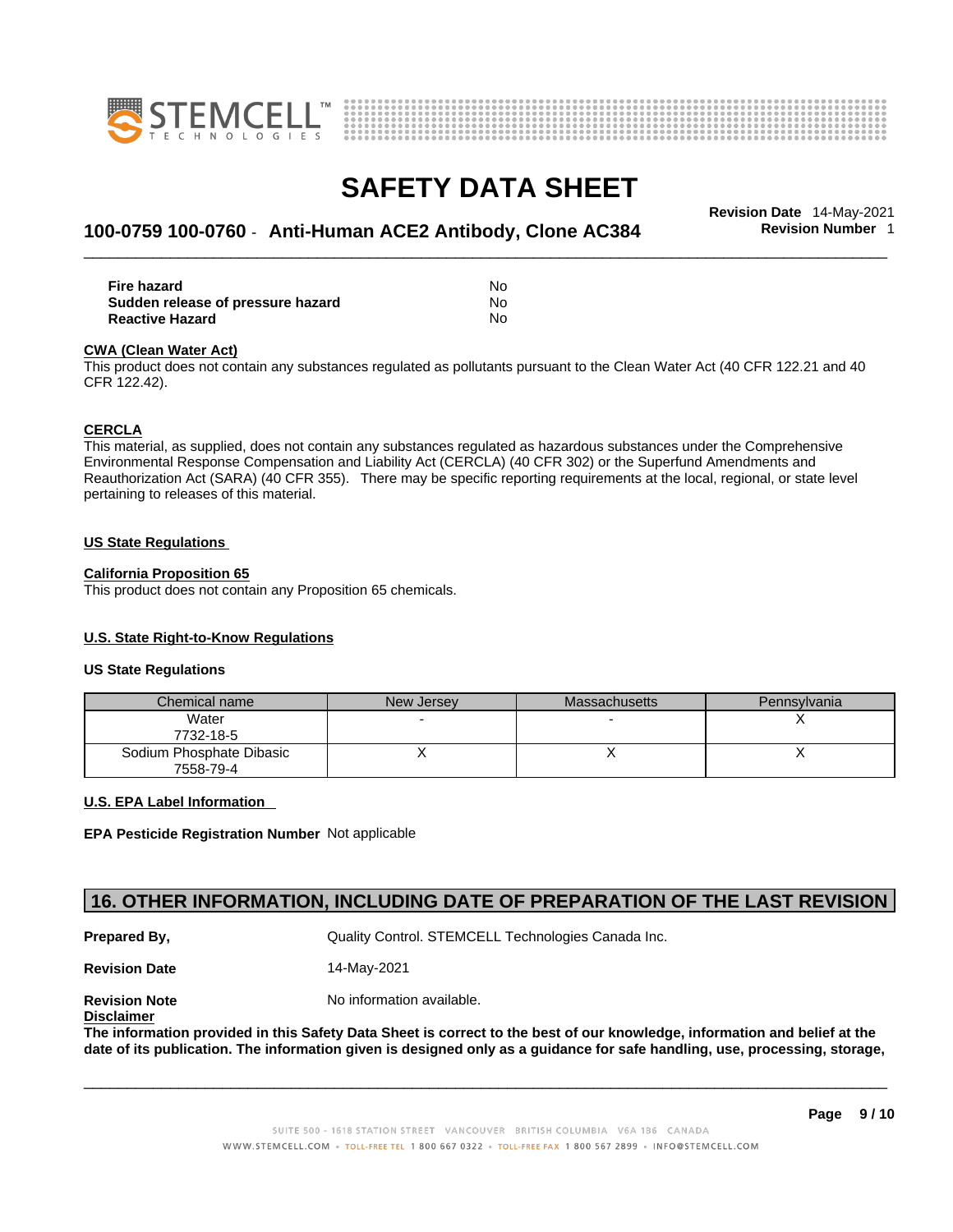| | |
|---|---|
| **Fire hazard** | No |
| **Sudden release of pressure hazard** | No |
| **Reactive Hazard** | No |

**CWA (Clean Water Act)**

This product does not contain any substances regulated as pollutants pursuant to the Clean Water Act (40 CFR 122.21 and 40 CFR 122.42).

**CERCLA**

This material, as supplied, does not contain any substances regulated as hazardous substances under the Comprehensive Environmental Response Compensation and Liability Act (CERCLA) (40 CFR 302) or the Superfund Amendments and Reauthorization Act (SARA) (40 CFR 355). There may be specific reporting requirements at the local, regional, or state level pertaining to releases of this material.

**US State Regulations**

**California Proposition 65**

This product does not contain any Proposition 65 chemicals.

**U.S. State Right-to-Know Regulations**

**US State Regulations**

| Chemical name | New Jersey | Massachusetts | Pennsylvania |
|---|---|---|---|
| Water<br>7732-18-5 | - | - | X |
| Sodium Phosphate Dibasic<br>7558-79-4 | X | X | X |

**U.S. EPA Label Information**

**EPA Pesticide Registration Number** Not applicable

## 16. OTHER INFORMATION, INCLUDING DATE OF PREPARATION OF THE LAST REVISION

**Prepared By,** Quality Control. STEMCELL Technologies Canada Inc.

**Revision Date** 14-May-2021

**Revision Note** No information available.

**Disclaimer**

**The information provided in this Safety Data Sheet is correct to the best of our knowledge, information and belief at the date of its publication. The information given is designed only as a guidance for safe handling, use, processing, storage,**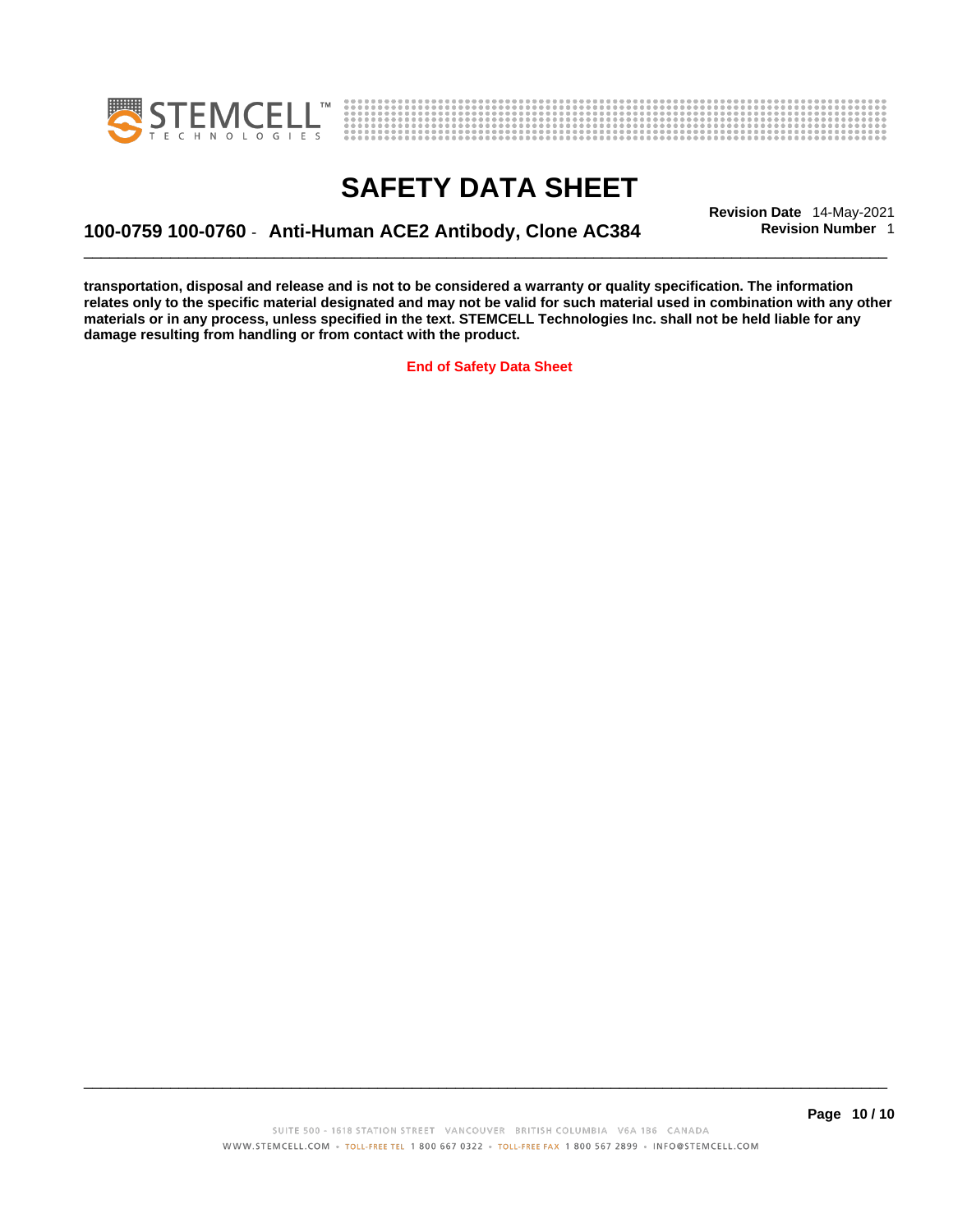**transportation, disposal and release and is not to be considered a warranty or quality specification. The information relates only to the specific material designated and may not be valid for such material used in combination with any other materials or in any process, unless specified in the text. STEMCELL Technologies Inc. shall not be held liable for any damage resulting from handling or from contact with the product.**

**End of Safety Data Sheet**